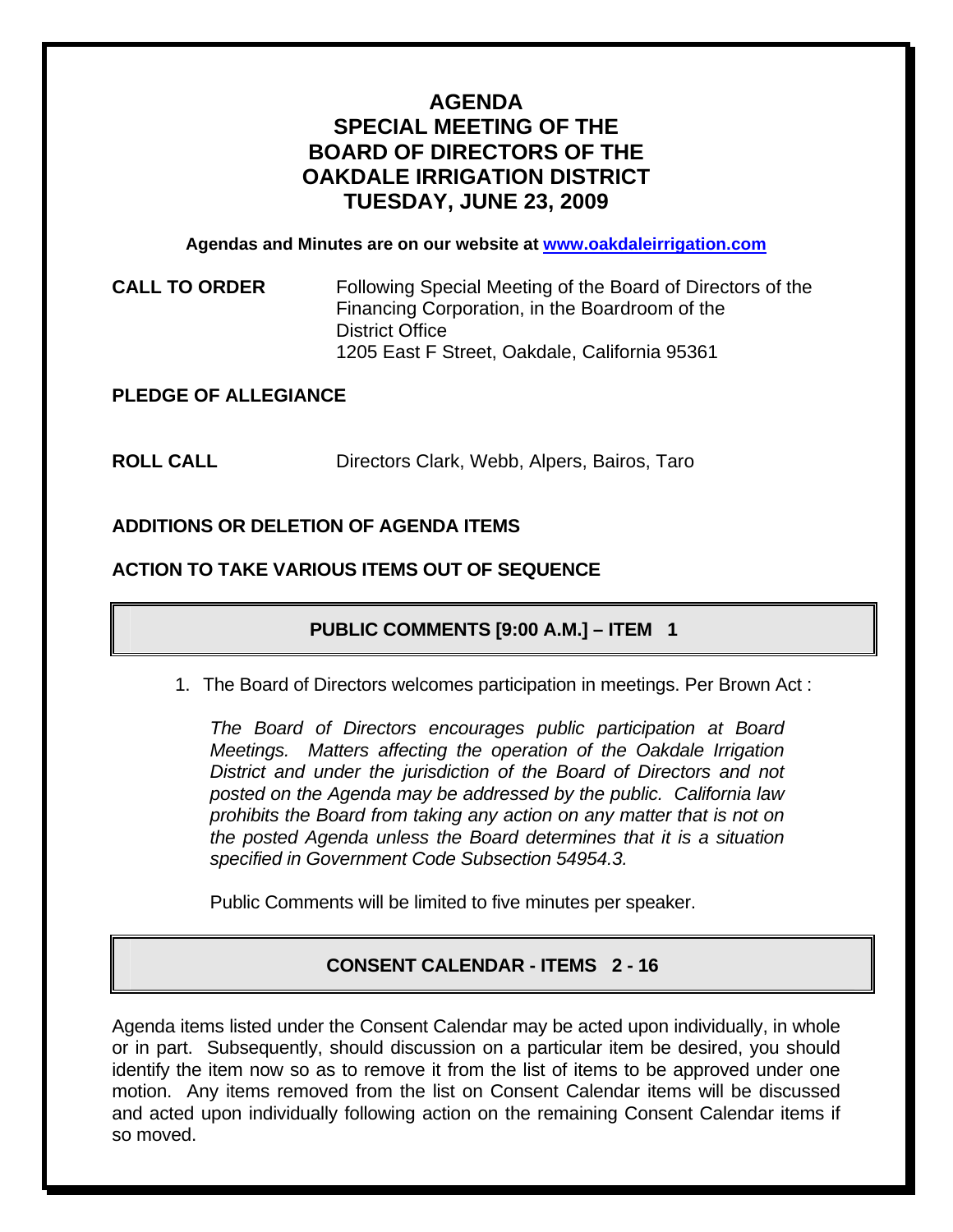# AGENDA
# SPECIAL MEETING OF THE BOARD OF DIRECTORS OF THE OAKDALE IRRIGATION DISTRICT
# TUESDAY, JUNE 23, 2009

**Agendas and Minutes are on our website at www.oakdaleirrigation.com**

**CALL TO ORDER**

Following Special Meeting of the Board of Directors of the Financing Corporation, in the Boardroom of the District Office
1205 East F Street, Oakdale, California 95361

**PLEDGE OF ALLEGIANCE**

**ROLL CALL**

Directors Clark, Webb, Alpers, Bairos, Taro

**ADDITIONS OR DELETION OF AGENDA ITEMS**

**ACTION TO TAKE VARIOUS ITEMS OUT OF SEQUENCE**

## PUBLIC COMMENTS [9:00 A.M.] – ITEM 1

1. The Board of Directors welcomes participation in meetings. Per Brown Act :

   *The Board of Directors encourages public participation at Board Meetings. Matters affecting the operation of the Oakdale Irrigation District and under the jurisdiction of the Board of Directors and not posted on the Agenda may be addressed by the public. California law prohibits the Board from taking any action on any matter that is not on the posted Agenda unless the Board determines that it is a situation specified in Government Code Subsection 54954.3.*

   Public Comments will be limited to five minutes per speaker.

## CONSENT CALENDAR - ITEMS 2 - 16

Agenda items listed under the Consent Calendar may be acted upon individually, in whole or in part. Subsequently, should discussion on a particular item be desired, you should identify the item now so as to remove it from the list of items to be approved under one motion. Any items removed from the list on Consent Calendar items will be discussed and acted upon individually following action on the remaining Consent Calendar items if so moved.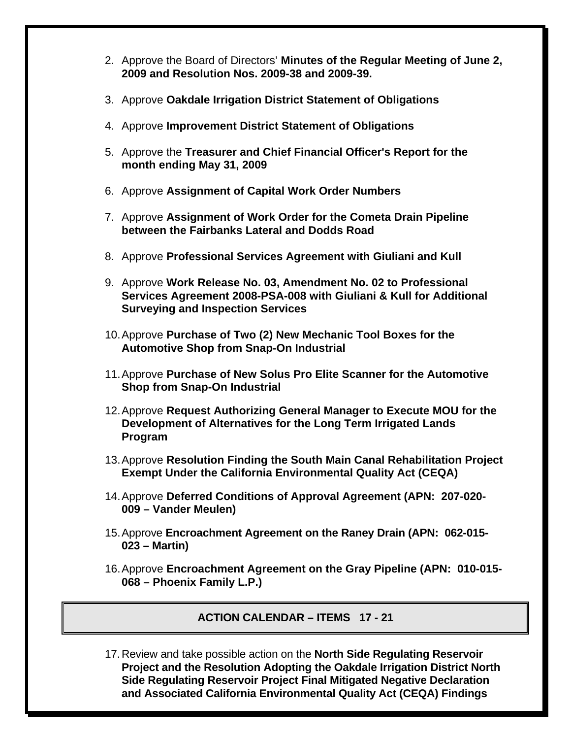2. Approve the Board of Directors' **Minutes of the Regular Meeting of June 2, 2009 and Resolution Nos. 2009-38 and 2009-39.**

3. Approve **Oakdale Irrigation District Statement of Obligations**

4. Approve **Improvement District Statement of Obligations**

5. Approve the **Treasurer and Chief Financial Officer's Report for the month ending May 31, 2009**

6. Approve **Assignment of Capital Work Order Numbers**

7. Approve **Assignment of Work Order for the Cometa Drain Pipeline between the Fairbanks Lateral and Dodds Road**

8. Approve **Professional Services Agreement with Giuliani and Kull**

9. Approve **Work Release No. 03, Amendment No. 02 to Professional Services Agreement 2008-PSA-008 with Giuliani & Kull for Additional Surveying and Inspection Services**

10. Approve **Purchase of Two (2) New Mechanic Tool Boxes for the Automotive Shop from Snap-On Industrial**

11. Approve **Purchase of New Solus Pro Elite Scanner for the Automotive Shop from Snap-On Industrial**

12. Approve **Request Authorizing General Manager to Execute MOU for the Development of Alternatives for the Long Term Irrigated Lands Program**

13. Approve **Resolution Finding the South Main Canal Rehabilitation Project Exempt Under the California Environmental Quality Act (CEQA)**

14. Approve **Deferred Conditions of Approval Agreement (APN: 207-020-009 – Vander Meulen)**

15. Approve **Encroachment Agreement on the Raney Drain (APN: 062-015-023 – Martin)**

16. Approve **Encroachment Agreement on the Gray Pipeline (APN: 010-015-068 – Phoenix Family L.P.)**

## ACTION CALENDAR – ITEMS 17 - 21

17. Review and take possible action on the **North Side Regulating Reservoir Project and the Resolution Adopting the Oakdale Irrigation District North Side Regulating Reservoir Project Final Mitigated Negative Declaration and Associated California Environmental Quality Act (CEQA) Findings**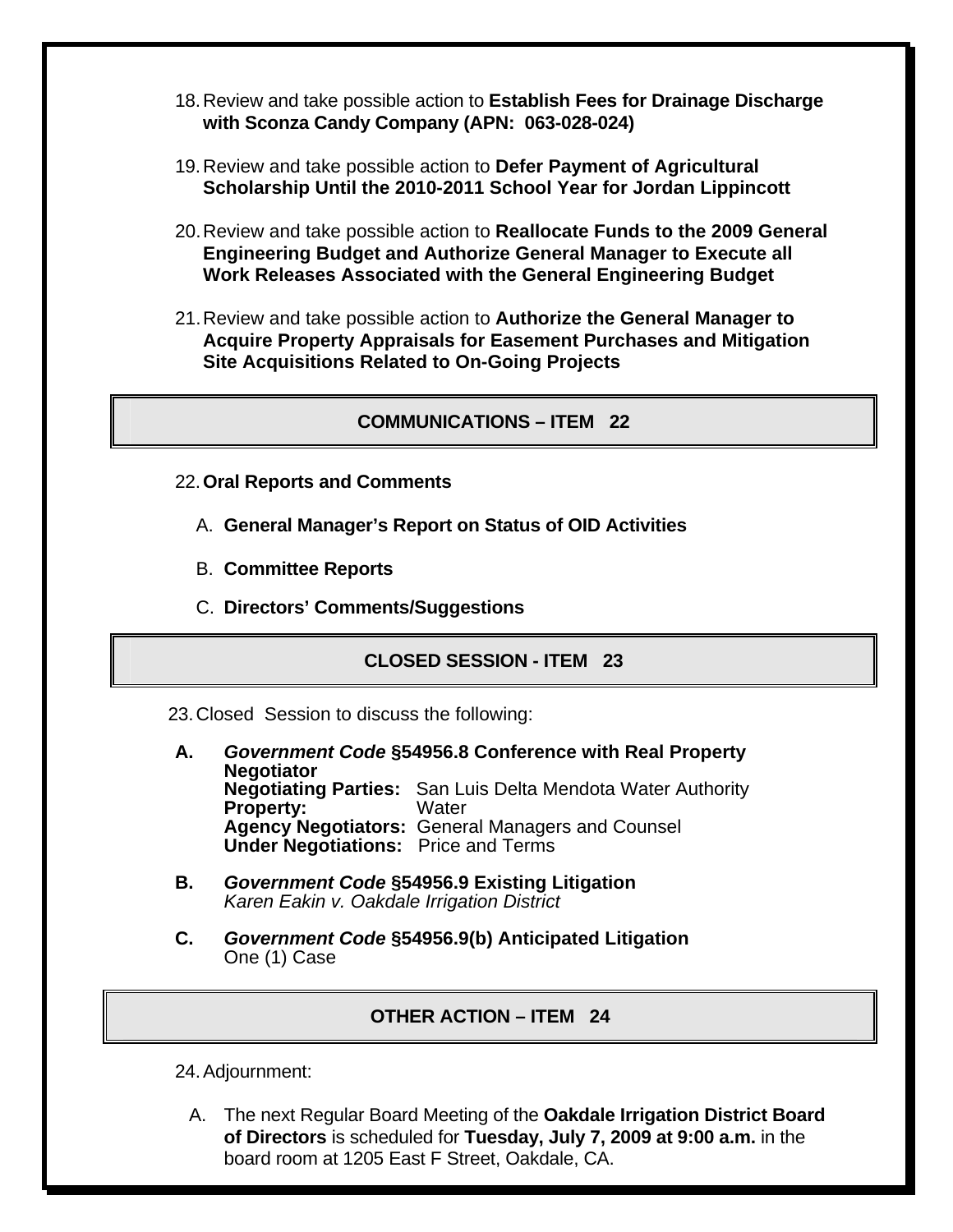18. Review and take possible action to **Establish Fees for Drainage Discharge with Sconza Candy Company (APN: 063-028-024)**

19. Review and take possible action to **Defer Payment of Agricultural Scholarship Until the 2010-2011 School Year for Jordan Lippincott**

20. Review and take possible action to **Reallocate Funds to the 2009 General Engineering Budget and Authorize General Manager to Execute all Work Releases Associated with the General Engineering Budget**

21. Review and take possible action to **Authorize the General Manager to Acquire Property Appraisals for Easement Purchases and Mitigation Site Acquisitions Related to On-Going Projects**

## COMMUNICATIONS – ITEM 22

22. **Oral Reports and Comments**

    A. **General Manager's Report on Status of OID Activities**

    B. **Committee Reports**

    C. **Directors' Comments/Suggestions**

## CLOSED SESSION - ITEM 23

23. Closed Session to discuss the following:

**A.** ***Government Code* §54956.8 Conference with Real Property Negotiator**
**Negotiating Parties:** San Luis Delta Mendota Water Authority
**Property:** Water
**Agency Negotiators:** General Managers and Counsel
**Under Negotiations:** Price and Terms

**B.** ***Government Code* §54956.9 Existing Litigation**
*Karen Eakin v. Oakdale Irrigation District*

**C.** ***Government Code* §54956.9(b) Anticipated Litigation**
One (1) Case

## OTHER ACTION – ITEM 24

24. Adjournment:

    A. The next Regular Board Meeting of the **Oakdale Irrigation District Board of Directors** is scheduled for **Tuesday, July 7, 2009 at 9:00 a.m.** in the board room at 1205 East F Street, Oakdale, CA.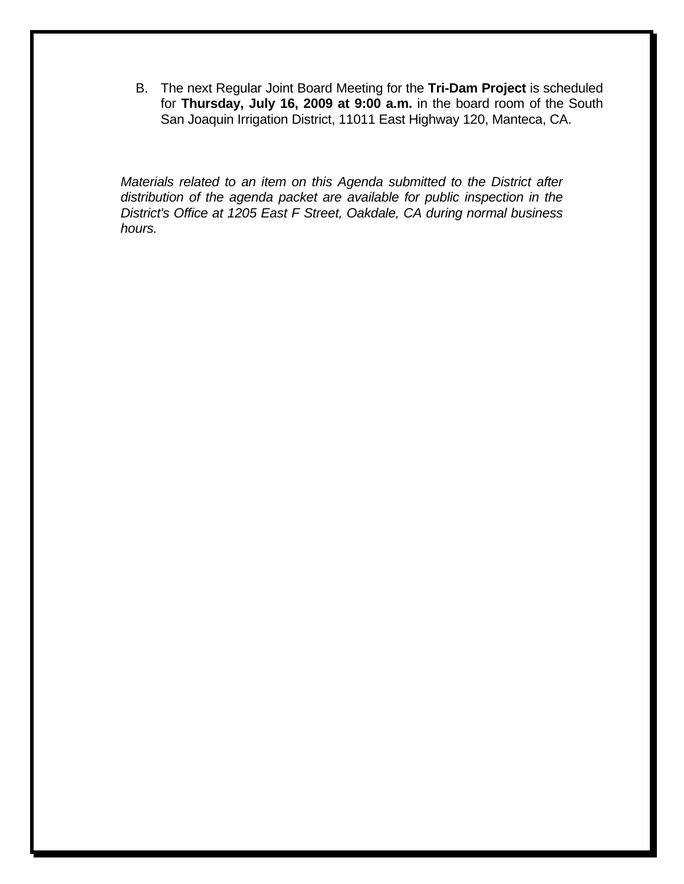B. The next Regular Joint Board Meeting for the **Tri-Dam Project** is scheduled for **Thursday, July 16, 2009 at 9:00 a.m.** in the board room of the South San Joaquin Irrigation District, 11011 East Highway 120, Manteca, CA.

*Materials related to an item on this Agenda submitted to the District after distribution of the agenda packet are available for public inspection in the District's Office at 1205 East F Street, Oakdale, CA during normal business hours.*